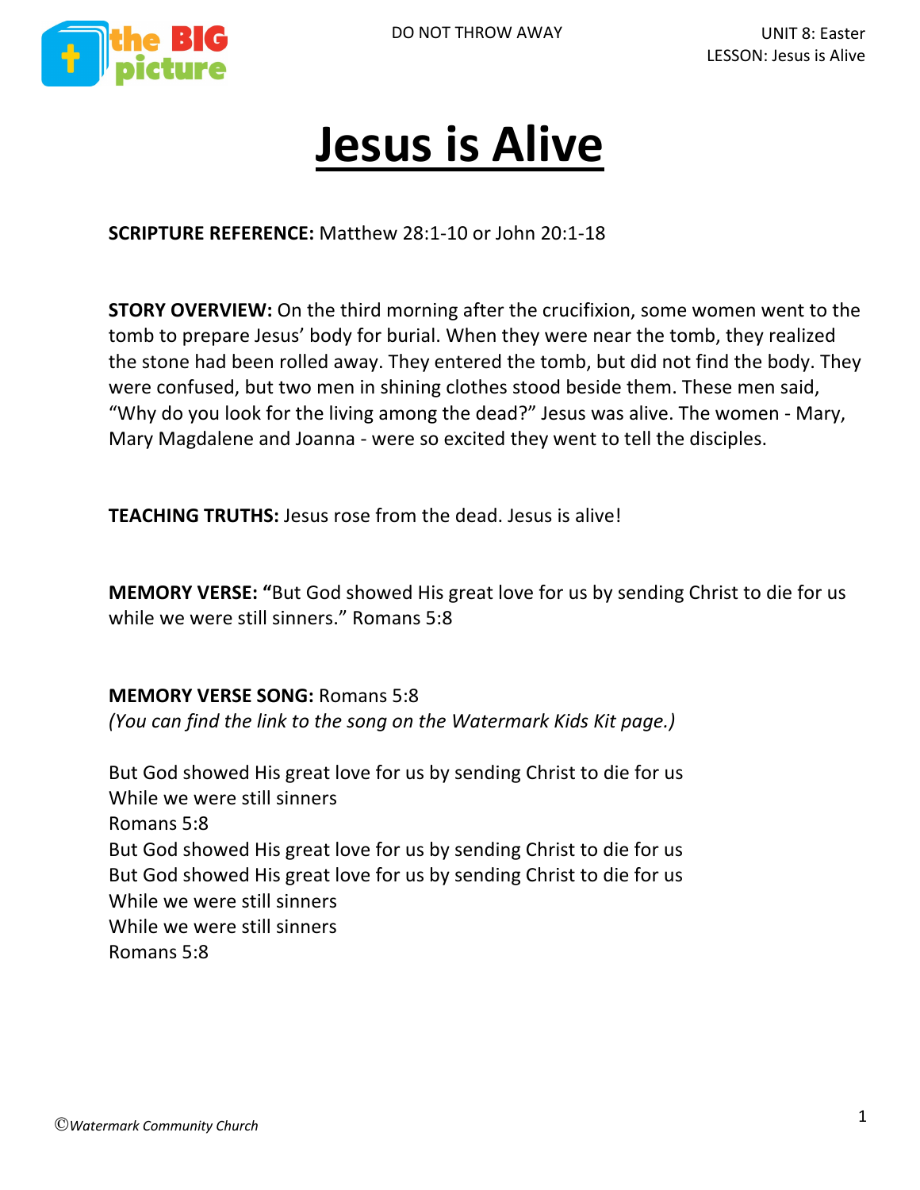# Jesus is Alive

**SCRIPTURE REFERENCE:** Matthew 28:1-10 or John 20:1-18

**STORY OVERVIEW:** On the third morning after the crucifixion, some women went to the tomb to prepare Jesus' body for burial. When they were near the tomb, they realized the stone had been rolled away. They entered the tomb, but did not find the body. They were confused, but two men in shining clothes stood beside them. These men said, "Why do you look for the living among the dead?" Jesus was alive. The women - Mary, Mary Magdalene and Joanna - were so excited they went to tell the disciples.

**TEACHING TRUTHS:** Jesus rose from the dead. Jesus is alive!

**MEMORY VERSE:** **"**But God showed His great love for us by sending Christ to die for us while we were still sinners." Romans 5:8

**MEMORY VERSE SONG:** Romans 5:8
*(You can find the link to the song on the Watermark Kids Kit page.)*

But God showed His great love for us by sending Christ to die for us
While we were still sinners
Romans 5:8
But God showed His great love for us by sending Christ to die for us
But God showed His great love for us by sending Christ to die for us
While we were still sinners
While we were still sinners
Romans 5:8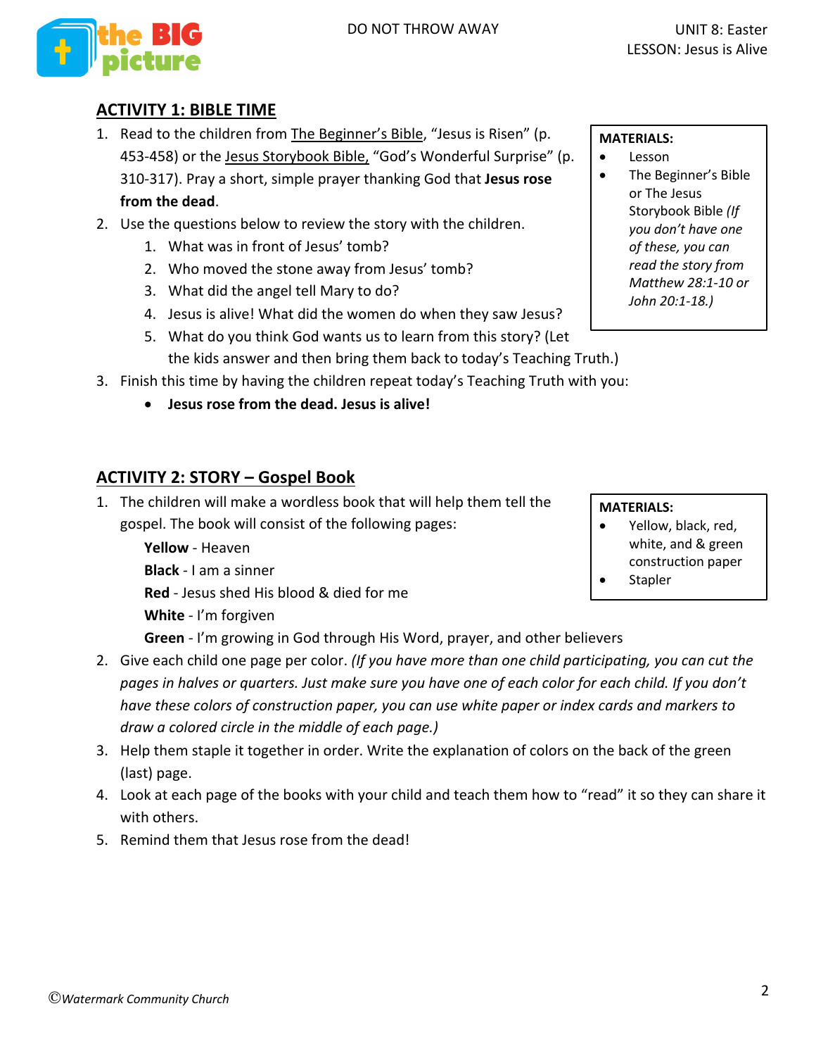## ACTIVITY 1: BIBLE TIME

**MATERIALS:**
- Lesson
- The Beginner's Bible or The Jesus Storybook Bible *(If you don't have one of these, you can read the story from Matthew 28:1-10 or John 20:1-18.)*

1. Read to the children from The Beginner's Bible, "Jesus is Risen" (p. 453-458) or the Jesus Storybook Bible, "God's Wonderful Surprise" (p. 310-317). Pray a short, simple prayer thanking God that **Jesus rose from the dead**.
2. Use the questions below to review the story with the children.
   1. What was in front of Jesus' tomb?
   2. Who moved the stone away from Jesus' tomb?
   3. What did the angel tell Mary to do?
   4. Jesus is alive! What did the women do when they saw Jesus?
   5. What do you think God wants us to learn from this story? (Let the kids answer and then bring them back to today's Teaching Truth.)
3. Finish this time by having the children repeat today's Teaching Truth with you:
   - **Jesus rose from the dead. Jesus is alive!**

## ACTIVITY 2: STORY – Gospel Book

**MATERIALS:**
- Yellow, black, red, white, and & green construction paper
- Stapler

1. The children will make a wordless book that will help them tell the gospel. The book will consist of the following pages:

   **Yellow** - Heaven
   **Black** - I am a sinner
   **Red** - Jesus shed His blood & died for me
   **White** - I'm forgiven
   **Green** - I'm growing in God through His Word, prayer, and other believers
2. Give each child one page per color. *(If you have more than one child participating, you can cut the pages in halves or quarters. Just make sure you have one of each color for each child. If you don't have these colors of construction paper, you can use white paper or index cards and markers to draw a colored circle in the middle of each page.)*
3. Help them staple it together in order. Write the explanation of colors on the back of the green (last) page.
4. Look at each page of the books with your child and teach them how to "read" it so they can share it with others.
5. Remind them that Jesus rose from the dead!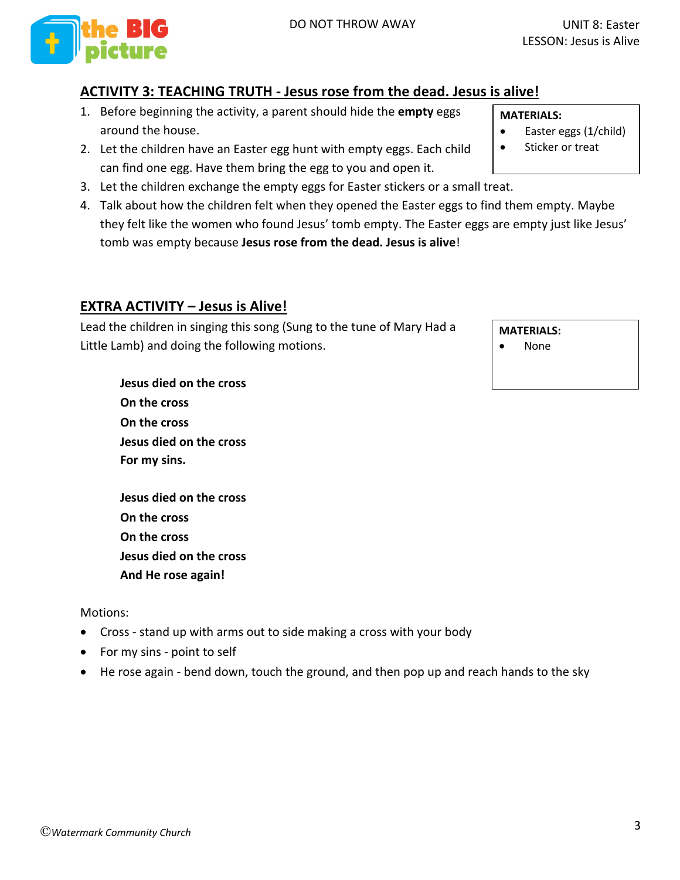## ACTIVITY 3: TEACHING TRUTH - Jesus rose from the dead. Jesus is alive!

**MATERIALS:**
- Easter eggs (1/child)
- Sticker or treat

1. Before beginning the activity, a parent should hide the **empty** eggs around the house.
2. Let the children have an Easter egg hunt with empty eggs. Each child can find one egg. Have them bring the egg to you and open it.
3. Let the children exchange the empty eggs for Easter stickers or a small treat.
4. Talk about how the children felt when they opened the Easter eggs to find them empty. Maybe they felt like the women who found Jesus' tomb empty. The Easter eggs are empty just like Jesus' tomb was empty because **Jesus rose from the dead. Jesus is alive**!

## EXTRA ACTIVITY – Jesus is Alive!

**MATERIALS:**
- None

Lead the children in singing this song (Sung to the tune of Mary Had a Little Lamb) and doing the following motions.

**Jesus died on the cross**
**On the cross**
**On the cross**
**Jesus died on the cross**
**For my sins.**

**Jesus died on the cross**
**On the cross**
**On the cross**
**Jesus died on the cross**
**And He rose again!**

Motions:

- Cross - stand up with arms out to side making a cross with your body
- For my sins - point to self
- He rose again - bend down, touch the ground, and then pop up and reach hands to the sky